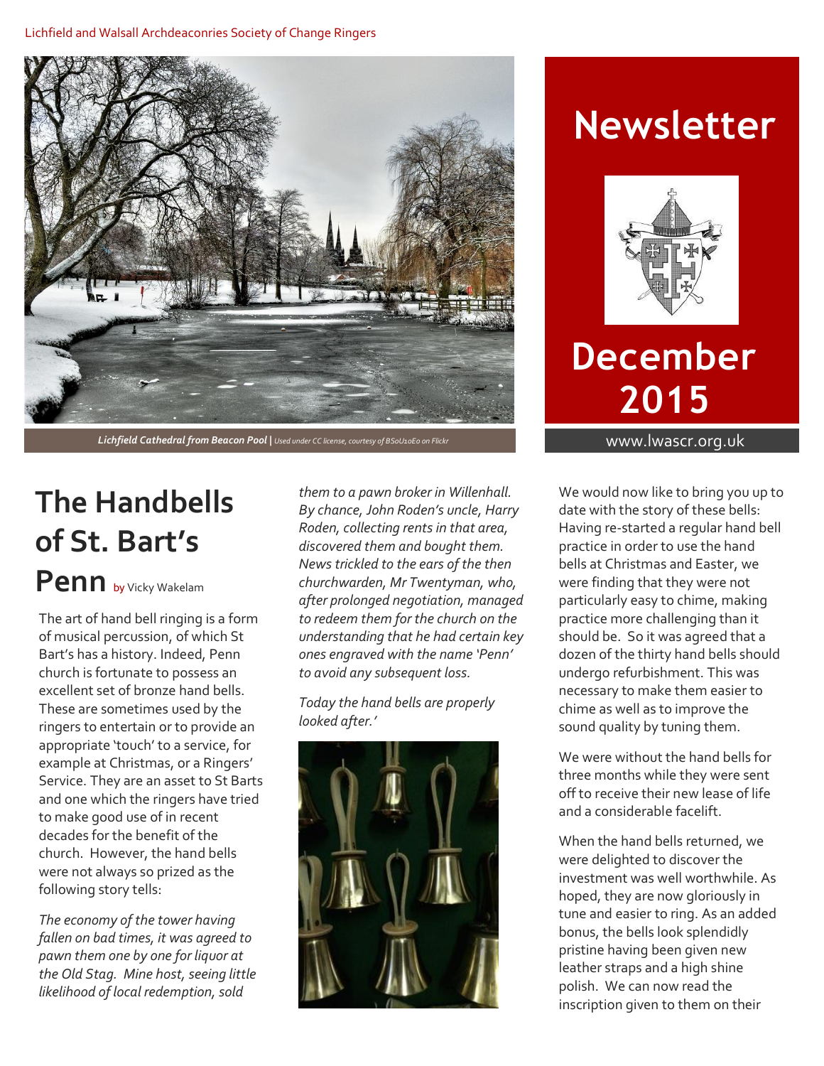Lichfield and Walsall Archdeaconries Society of Change Ringers

*Lichfield Cathedral from Beacon Pool* | *Used under CC license, courtesy of BSoU10Eo on Flickr*

# Newsletter

# December 2015

www.lwascr.org.uk

## The Handbells of St. Bart's Penn by Vicky Wakelam

The art of hand bell ringing is a form of musical percussion, of which St Bart's has a history. Indeed, Penn church is fortunate to possess an excellent set of bronze hand bells. These are sometimes used by the ringers to entertain or to provide an appropriate 'touch' to a service, for example at Christmas, or a Ringers' Service. They are an asset to St Barts and one which the ringers have tried to make good use of in recent decades for the benefit of the church. However, the hand bells were not always so prized as the following story tells:

*The economy of the tower having fallen on bad times, it was agreed to pawn them one by one for liquor at the Old Stag. Mine host, seeing little likelihood of local redemption, sold them to a pawn broker in Willenhall. By chance, John Roden's uncle, Harry Roden, collecting rents in that area, discovered them and bought them. News trickled to the ears of the then churchwarden, Mr Twentyman, who, after prolonged negotiation, managed to redeem them for the church on the understanding that he had certain key ones engraved with the name 'Penn' to avoid any subsequent loss.*

*Today the hand bells are properly looked after.'*

We would now like to bring you up to date with the story of these bells: Having re-started a regular hand bell practice in order to use the hand bells at Christmas and Easter, we were finding that they were not particularly easy to chime, making practice more challenging than it should be. So it was agreed that a dozen of the thirty hand bells should undergo refurbishment. This was necessary to make them easier to chime as well as to improve the sound quality by tuning them.

We were without the hand bells for three months while they were sent off to receive their new lease of life and a considerable facelift.

When the hand bells returned, we were delighted to discover the investment was well worthwhile. As hoped, they are now gloriously in tune and easier to ring. As an added bonus, the bells look splendidly pristine having been given new leather straps and a high shine polish. We can now read the inscription given to them on their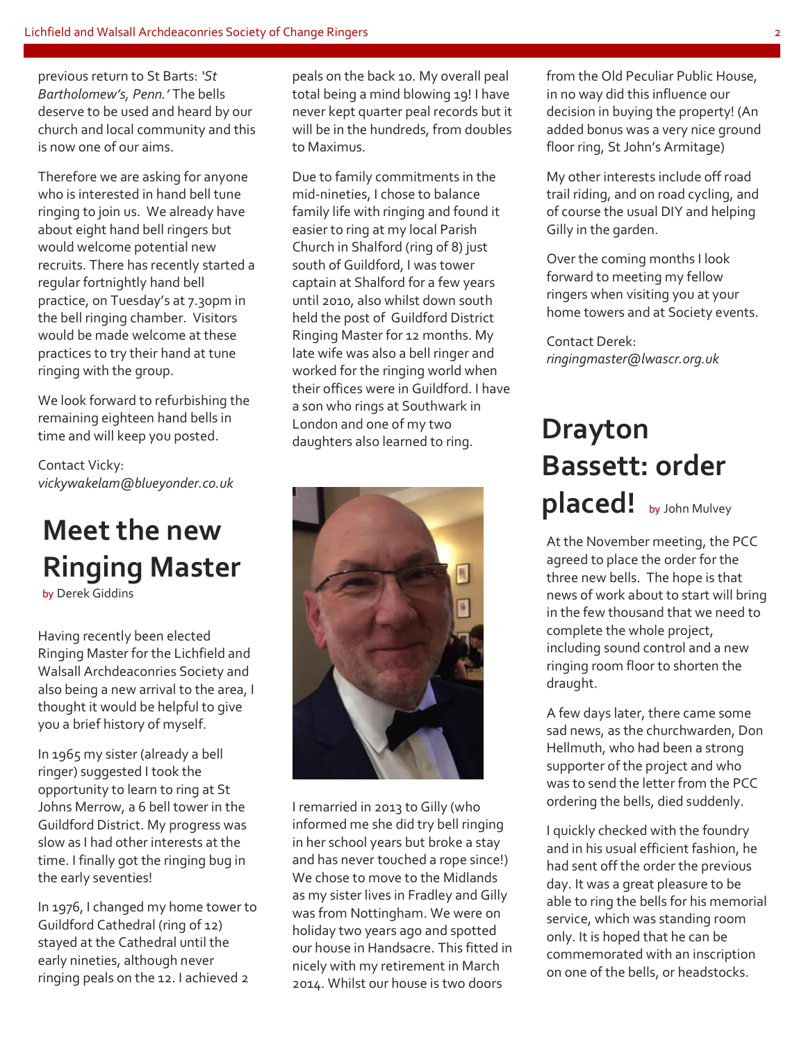previous return to St Barts: *'St Bartholomew's, Penn.'* The bells deserve to be used and heard by our church and local community and this is now one of our aims.

Therefore we are asking for anyone who is interested in hand bell tune ringing to join us. We already have about eight hand bell ringers but would welcome potential new recruits. There has recently started a regular fortnightly hand bell practice, on Tuesday's at 7.30pm in the bell ringing chamber. Visitors would be made welcome at these practices to try their hand at tune ringing with the group.

We look forward to refurbishing the remaining eighteen hand bells in time and will keep you posted.

Contact Vicky: *vickywakelam@blueyonder.co.uk*

# Meet the new Ringing Master

by Derek Giddins

Having recently been elected Ringing Master for the Lichfield and Walsall Archdeaconries Society and also being a new arrival to the area, I thought it would be helpful to give you a brief history of myself.

In 1965 my sister (already a bell ringer) suggested I took the opportunity to learn to ring at St Johns Merrow, a 6 bell tower in the Guildford District. My progress was slow as I had other interests at the time. I finally got the ringing bug in the early seventies!

In 1976, I changed my home tower to Guildford Cathedral (ring of 12) stayed at the Cathedral until the early nineties, although never ringing peals on the 12. I achieved 2 peals on the back 10. My overall peal total being a mind blowing 19! I have never kept quarter peal records but it will be in the hundreds, from doubles to Maximus.

Due to family commitments in the mid-nineties, I chose to balance family life with ringing and found it easier to ring at my local Parish Church in Shalford (ring of 8) just south of Guildford, I was tower captain at Shalford for a few years until 2010, also whilst down south held the post of Guildford District Ringing Master for 12 months. My late wife was also a bell ringer and worked for the ringing world when their offices were in Guildford. I have a son who rings at Southwark in London and one of my two daughters also learned to ring.

I remarried in 2013 to Gilly (who informed me she did try bell ringing in her school years but broke a stay and has never touched a rope since!) We chose to move to the Midlands as my sister lives in Fradley and Gilly was from Nottingham. We were on holiday two years ago and spotted our house in Handsacre. This fitted in nicely with my retirement in March 2014. Whilst our house is two doors from the Old Peculiar Public House, in no way did this influence our decision in buying the property! (An added bonus was a very nice ground floor ring, St John's Armitage)

My other interests include off road trail riding, and on road cycling, and of course the usual DIY and helping Gilly in the garden.

Over the coming months I look forward to meeting my fellow ringers when visiting you at your home towers and at Society events.

Contact Derek: *ringingmaster@lwascr.org.uk*

# Drayton Bassett: order placed!

by John Mulvey

At the November meeting, the PCC agreed to place the order for the three new bells. The hope is that news of work about to start will bring in the few thousand that we need to complete the whole project, including sound control and a new ringing room floor to shorten the draught.

A few days later, there came some sad news, as the churchwarden, Don Hellmuth, who had been a strong supporter of the project and who was to send the letter from the PCC ordering the bells, died suddenly.

I quickly checked with the foundry and in his usual efficient fashion, he had sent off the order the previous day. It was a great pleasure to be able to ring the bells for his memorial service, which was standing room only. It is hoped that he can be commemorated with an inscription on one of the bells, or headstocks.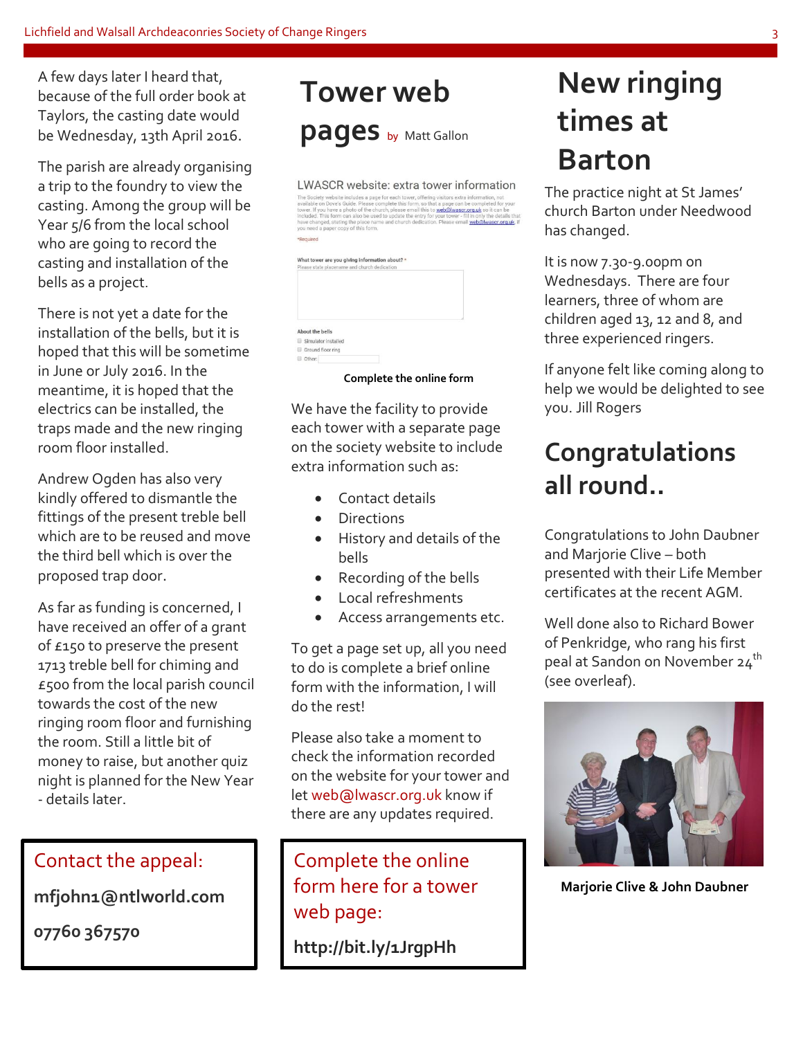A few days later I heard that, because of the full order book at Taylors, the casting date would be Wednesday, 13th April 2016.

The parish are already organising a trip to the foundry to view the casting. Among the group will be Year 5/6 from the local school who are going to record the casting and installation of the bells as a project.

There is not yet a date for the installation of the bells, but it is hoped that this will be sometime in June or July 2016. In the meantime, it is hoped that the electrics can be installed, the traps made and the new ringing room floor installed.

Andrew Ogden has also very kindly offered to dismantle the fittings of the present treble bell which are to be reused and move the third bell which is over the proposed trap door.

As far as funding is concerned, I have received an offer of a grant of £150 to preserve the present 1713 treble bell for chiming and £500 from the local parish council towards the cost of the new ringing room floor and furnishing the room. Still a little bit of money to raise, but another quiz night is planned for the New Year - details later.

> Contact the appeal:
>
> **mfjohn1@ntlworld.com**
>
> **07760 367570**

# Tower web pages

by Matt Gallon

**Complete the online form**

We have the facility to provide each tower with a separate page on the society website to include extra information such as:

- Contact details
- Directions
- History and details of the bells
- Recording of the bells
- Local refreshments
- Access arrangements etc.

To get a page set up, all you need to do is complete a brief online form with the information, I will do the rest!

Please also take a moment to check the information recorded on the website for your tower and let web@lwascr.org.uk know if there are any updates required.

> Complete the online form here for a tower web page:
>
> **http://bit.ly/1JrgpHh**

# New ringing times at Barton

The practice night at St James' church Barton under Needwood has changed.

It is now 7.30-9.00pm on Wednesdays. There are four learners, three of whom are children aged 13, 12 and 8, and three experienced ringers.

If anyone felt like coming along to help we would be delighted to see you. Jill Rogers

# Congratulations all round..

Congratulations to John Daubner and Marjorie Clive – both presented with their Life Member certificates at the recent AGM.

Well done also to Richard Bower of Penkridge, who rang his first peal at Sandon on November 24th (see overleaf).

**Marjorie Clive & John Daubner**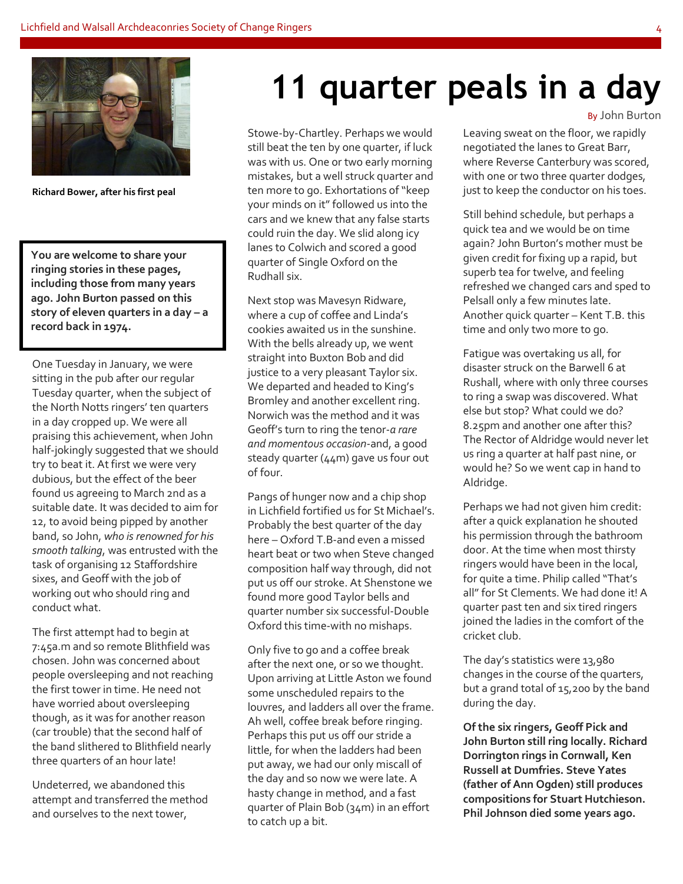Richard Bower, after his first peal

**You are welcome to share your ringing stories in these pages, including those from many years ago. John Burton passed on this story of eleven quarters in a day – a record back in 1974.**

# 11 quarter peals in a day

By John Burton

One Tuesday in January, we were sitting in the pub after our regular Tuesday quarter, when the subject of the North Notts ringers' ten quarters in a day cropped up. We were all praising this achievement, when John half-jokingly suggested that we should try to beat it. At first we were very dubious, but the effect of the beer found us agreeing to March 2nd as a suitable date. It was decided to aim for 12, to avoid being pipped by another band, so John, *who is renowned for his smooth talking*, was entrusted with the task of organising 12 Staffordshire sixes, and Geoff with the job of working out who should ring and conduct what.

The first attempt had to begin at 7:45a.m and so remote Blithfield was chosen. John was concerned about people oversleeping and not reaching the first tower in time. He need not have worried about oversleeping though, as it was for another reason (car trouble) that the second half of the band slithered to Blithfield nearly three quarters of an hour late!

Undeterred, we abandoned this attempt and transferred the method and ourselves to the next tower, Stowe-by-Chartley. Perhaps we would still beat the ten by one quarter, if luck was with us. One or two early morning mistakes, but a well struck quarter and ten more to go. Exhortations of "keep your minds on it" followed us into the cars and we knew that any false starts could ruin the day. We slid along icy lanes to Colwich and scored a good quarter of Single Oxford on the Rudhall six.

Next stop was Mavesyn Ridware, where a cup of coffee and Linda's cookies awaited us in the sunshine. With the bells already up, we went straight into Buxton Bob and did justice to a very pleasant Taylor six. We departed and headed to King's Bromley and another excellent ring. Norwich was the method and it was Geoff's turn to ring the tenor-*a rare and momentous occasion*-and, a good steady quarter (44m) gave us four out of four.

Pangs of hunger now and a chip shop in Lichfield fortified us for St Michael's. Probably the best quarter of the day here – Oxford T.B-and even a missed heart beat or two when Steve changed composition half way through, did not put us off our stroke. At Shenstone we found more good Taylor bells and quarter number six successful-Double Oxford this time-with no mishaps.

Only five to go and a coffee break after the next one, or so we thought. Upon arriving at Little Aston we found some unscheduled repairs to the louvres, and ladders all over the frame. Ah well, coffee break before ringing. Perhaps this put us off our stride a little, for when the ladders had been put away, we had our only miscall of the day and so now we were late. A hasty change in method, and a fast quarter of Plain Bob (34m) in an effort to catch up a bit.

Leaving sweat on the floor, we rapidly negotiated the lanes to Great Barr, where Reverse Canterbury was scored, with one or two three quarter dodges, just to keep the conductor on his toes.

Still behind schedule, but perhaps a quick tea and we would be on time again? John Burton's mother must be given credit for fixing up a rapid, but superb tea for twelve, and feeling refreshed we changed cars and sped to Pelsall only a few minutes late. Another quick quarter – Kent T.B. this time and only two more to go.

Fatigue was overtaking us all, for disaster struck on the Barwell 6 at Rushall, where with only three courses to ring a swap was discovered. What else but stop? What could we do? 8.25pm and another one after this? The Rector of Aldridge would never let us ring a quarter at half past nine, or would he? So we went cap in hand to Aldridge.

Perhaps we had not given him credit: after a quick explanation he shouted his permission through the bathroom door. At the time when most thirsty ringers would have been in the local, for quite a time. Philip called "That's all" for St Clements. We had done it! A quarter past ten and six tired ringers joined the ladies in the comfort of the cricket club.

The day's statistics were 13,980 changes in the course of the quarters, but a grand total of 15,200 by the band during the day.

**Of the six ringers, Geoff Pick and John Burton still ring locally. Richard Dorrington rings in Cornwall, Ken Russell at Dumfries. Steve Yates (father of Ann Ogden) still produces compositions for Stuart Hutchieson. Phil Johnson died some years ago.**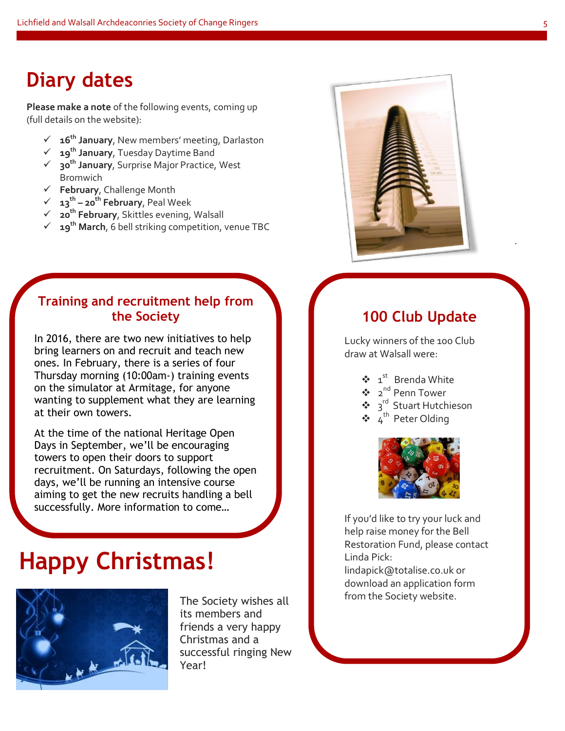# Diary dates

**Please make a note** of the following events, coming up (full details on the website):

- ✓ **16th January**, New members' meeting, Darlaston
- ✓ **19th January**, Tuesday Daytime Band
- ✓ **30th January**, Surprise Major Practice, West Bromwich
- ✓ **February**, Challenge Month
- ✓ **13th – 20th February**, Peal Week
- ✓ **20th February**, Skittles evening, Walsall
- ✓ **19th March**, 6 bell striking competition, venue TBC

## Training and recruitment help from the Society

In 2016, there are two new initiatives to help bring learners on and recruit and teach new ones. In February, there is a series of four Thursday morning (10:00am-) training events on the simulator at Armitage, for anyone wanting to supplement what they are learning at their own towers.

At the time of the national Heritage Open Days in September, we'll be encouraging towers to open their doors to support recruitment. On Saturdays, following the open days, we'll be running an intensive course aiming to get the new recruits handling a bell successfully. More information to come…

# Happy Christmas!

The Society wishes all its members and friends a very happy Christmas and a successful ringing New Year!

## 100 Club Update

Lucky winners of the 100 Club draw at Walsall were:

- 1st Brenda White
- 2nd Penn Tower
- 3rd Stuart Hutchieson
- 4th Peter Olding

If you'd like to try your luck and help raise money for the Bell Restoration Fund, please contact Linda Pick: lindapick@totalise.co.uk or download an application form from the Society website.